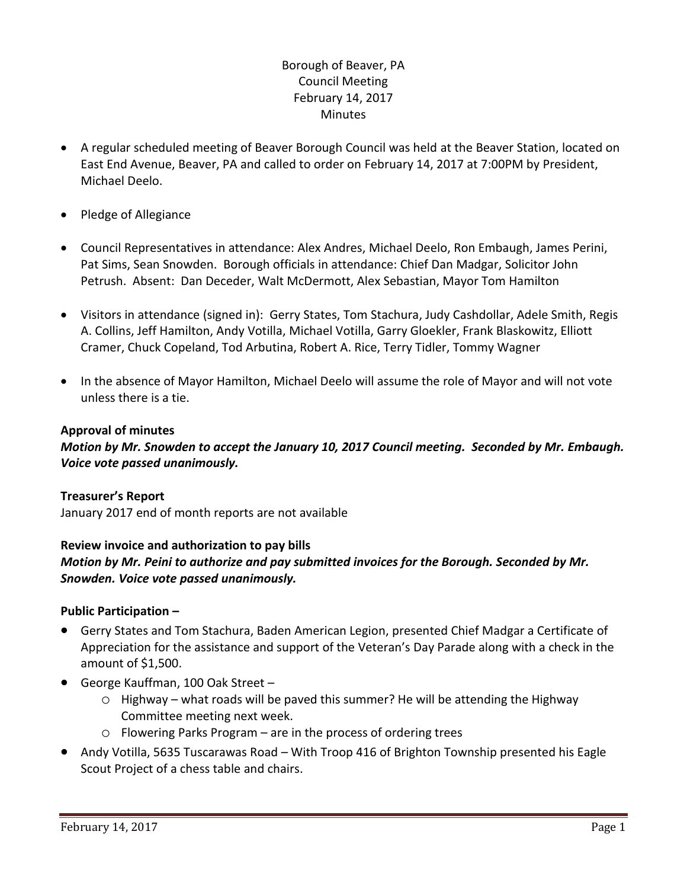Borough of Beaver, PA
Council Meeting
February 14, 2017
Minutes

- A regular scheduled meeting of Beaver Borough Council was held at the Beaver Station, located on East End Avenue, Beaver, PA and called to order on February 14, 2017 at 7:00PM by President, Michael Deelo.
- Pledge of Allegiance
- Council Representatives in attendance: Alex Andres, Michael Deelo, Ron Embaugh, James Perini, Pat Sims, Sean Snowden. Borough officials in attendance: Chief Dan Madgar, Solicitor John Petrush. Absent: Dan Deceder, Walt McDermott, Alex Sebastian, Mayor Tom Hamilton
- Visitors in attendance (signed in): Gerry States, Tom Stachura, Judy Cashdollar, Adele Smith, Regis A. Collins, Jeff Hamilton, Andy Votilla, Michael Votilla, Garry Gloekler, Frank Blaskowitz, Elliott Cramer, Chuck Copeland, Tod Arbutina, Robert A. Rice, Terry Tidler, Tommy Wagner
- In the absence of Mayor Hamilton, Michael Deelo will assume the role of Mayor and will not vote unless there is a tie.

**Approval of minutes**

***Motion by Mr. Snowden to accept the January 10, 2017 Council meeting. Seconded by Mr. Embaugh. Voice vote passed unanimously.***

**Treasurer's Report**

January 2017 end of month reports are not available

**Review invoice and authorization to pay bills**

***Motion by Mr. Peini to authorize and pay submitted invoices for the Borough. Seconded by Mr. Snowden. Voice vote passed unanimously.***

**Public Participation –**

- Gerry States and Tom Stachura, Baden American Legion, presented Chief Madgar a Certificate of Appreciation for the assistance and support of the Veteran's Day Parade along with a check in the amount of $1,500.
- George Kauffman, 100 Oak Street –
  - Highway – what roads will be paved this summer? He will be attending the Highway Committee meeting next week.
  - Flowering Parks Program – are in the process of ordering trees
- Andy Votilla, 5635 Tuscarawas Road – With Troop 416 of Brighton Township presented his Eagle Scout Project of a chess table and chairs.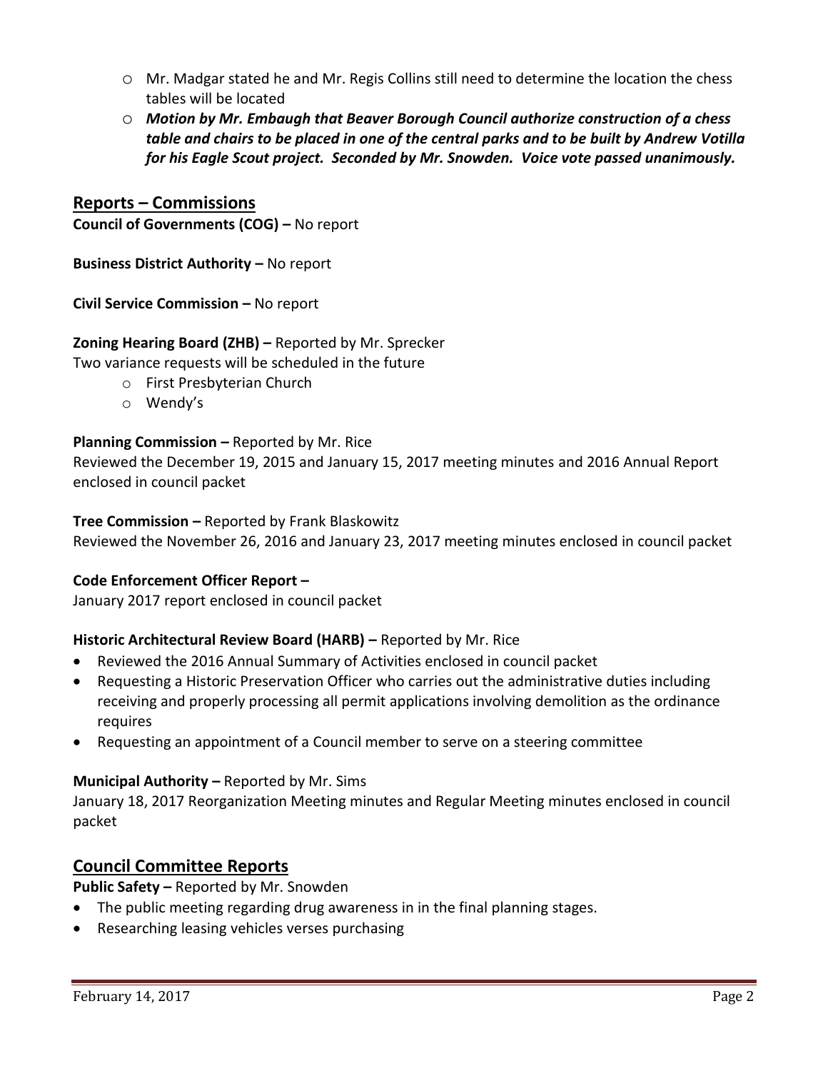- Mr. Madgar stated he and Mr. Regis Collins still need to determine the location the chess tables will be located
- ***Motion by Mr. Embaugh that Beaver Borough Council authorize construction of a chess table and chairs to be placed in one of the central parks and to be built by Andrew Votilla for his Eagle Scout project. Seconded by Mr. Snowden. Voice vote passed unanimously.***

## Reports – Commissions

**Council of Governments (COG) –** No report

**Business District Authority –** No report

**Civil Service Commission –** No report

**Zoning Hearing Board (ZHB) –** Reported by Mr. Sprecker
Two variance requests will be scheduled in the future

- First Presbyterian Church
- Wendy's

**Planning Commission –** Reported by Mr. Rice
Reviewed the December 19, 2015 and January 15, 2017 meeting minutes and 2016 Annual Report enclosed in council packet

**Tree Commission –** Reported by Frank Blaskowitz
Reviewed the November 26, 2016 and January 23, 2017 meeting minutes enclosed in council packet

**Code Enforcement Officer Report –**
January 2017 report enclosed in council packet

**Historic Architectural Review Board (HARB) –** Reported by Mr. Rice

- Reviewed the 2016 Annual Summary of Activities enclosed in council packet
- Requesting a Historic Preservation Officer who carries out the administrative duties including receiving and properly processing all permit applications involving demolition as the ordinance requires
- Requesting an appointment of a Council member to serve on a steering committee

**Municipal Authority –** Reported by Mr. Sims
January 18, 2017 Reorganization Meeting minutes and Regular Meeting minutes enclosed in council packet

## Council Committee Reports

**Public Safety –** Reported by Mr. Snowden

- The public meeting regarding drug awareness in in the final planning stages.
- Researching leasing vehicles verses purchasing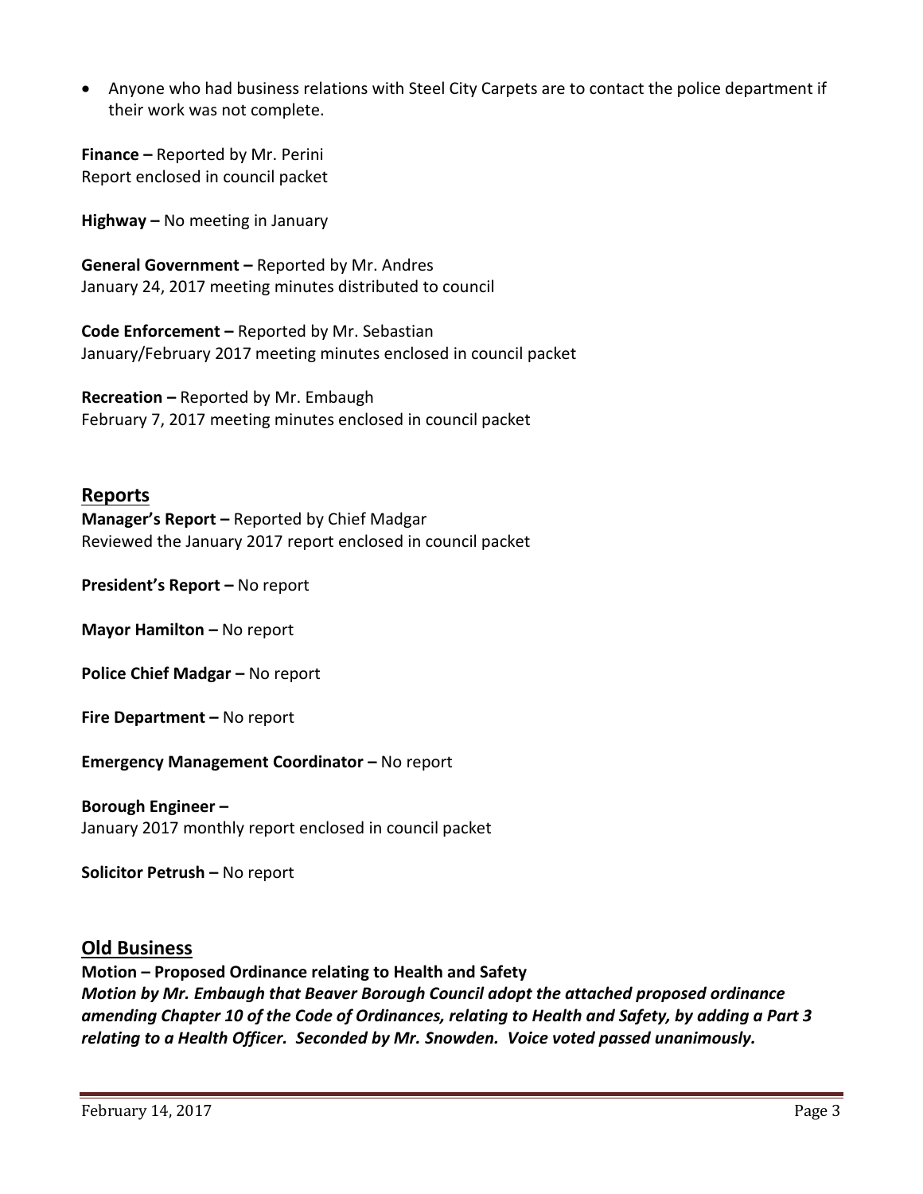- Anyone who had business relations with Steel City Carpets are to contact the police department if their work was not complete.

**Finance –** Reported by Mr. Perini
Report enclosed in council packet

**Highway –** No meeting in January

**General Government –** Reported by Mr. Andres
January 24, 2017 meeting minutes distributed to council

**Code Enforcement –** Reported by Mr. Sebastian
January/February 2017 meeting minutes enclosed in council packet

**Recreation –** Reported by Mr. Embaugh
February 7, 2017 meeting minutes enclosed in council packet

## Reports

**Manager's Report –** Reported by Chief Madgar
Reviewed the January 2017 report enclosed in council packet

**President's Report –** No report

**Mayor Hamilton –** No report

**Police Chief Madgar –** No report

**Fire Department –** No report

**Emergency Management Coordinator –** No report

**Borough Engineer –**
January 2017 monthly report enclosed in council packet

**Solicitor Petrush –** No report

## Old Business

**Motion – Proposed Ordinance relating to Health and Safety**
***Motion by Mr. Embaugh that Beaver Borough Council adopt the attached proposed ordinance amending Chapter 10 of the Code of Ordinances, relating to Health and Safety, by adding a Part 3 relating to a Health Officer. Seconded by Mr. Snowden. Voice voted passed unanimously.***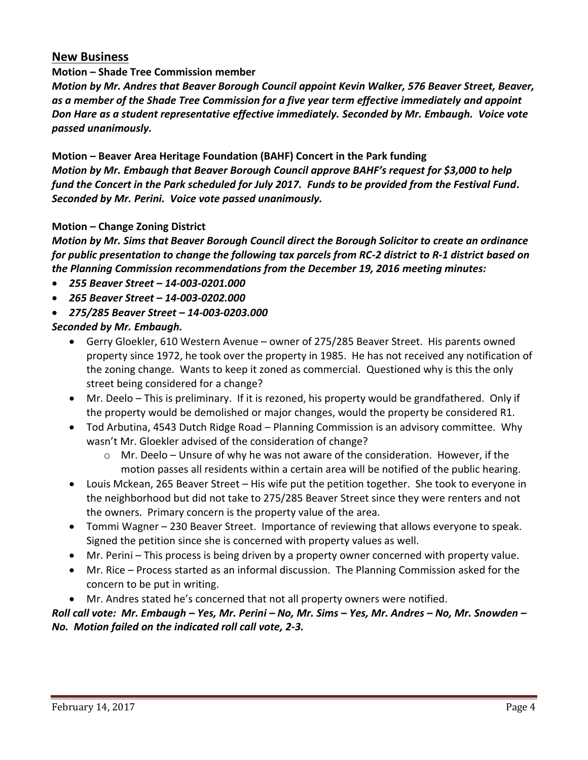## New Business

**Motion – Shade Tree Commission member**

***Motion by Mr. Andres that Beaver Borough Council appoint Kevin Walker, 576 Beaver Street, Beaver, as a member of the Shade Tree Commission for a five year term effective immediately and appoint Don Hare as a student representative effective immediately. Seconded by Mr. Embaugh. Voice vote passed unanimously.***

**Motion – Beaver Area Heritage Foundation (BAHF) Concert in the Park funding**

***Motion by Mr. Embaugh that Beaver Borough Council approve BAHF's request for $3,000 to help fund the Concert in the Park scheduled for July 2017. Funds to be provided from the Festival Fund. Seconded by Mr. Perini. Voice vote passed unanimously.***

**Motion – Change Zoning District**

***Motion by Mr. Sims that Beaver Borough Council direct the Borough Solicitor to create an ordinance for public presentation to change the following tax parcels from RC-2 district to R-1 district based on the Planning Commission recommendations from the December 19, 2016 meeting minutes:***

- ***255 Beaver Street – 14-003-0201.000***
- ***265 Beaver Street – 14-003-0202.000***
- ***275/285 Beaver Street – 14-003-0203.000***

***Seconded by Mr. Embaugh.***

- Gerry Gloekler, 610 Western Avenue – owner of 275/285 Beaver Street. His parents owned property since 1972, he took over the property in 1985. He has not received any notification of the zoning change. Wants to keep it zoned as commercial. Questioned why is this the only street being considered for a change?
- Mr. Deelo – This is preliminary. If it is rezoned, his property would be grandfathered. Only if the property would be demolished or major changes, would the property be considered R1.
- Tod Arbutina, 4543 Dutch Ridge Road – Planning Commission is an advisory committee. Why wasn't Mr. Gloekler advised of the consideration of change?
  - Mr. Deelo – Unsure of why he was not aware of the consideration. However, if the motion passes all residents within a certain area will be notified of the public hearing.
- Louis Mckean, 265 Beaver Street – His wife put the petition together. She took to everyone in the neighborhood but did not take to 275/285 Beaver Street since they were renters and not the owners. Primary concern is the property value of the area.
- Tommi Wagner – 230 Beaver Street. Importance of reviewing that allows everyone to speak. Signed the petition since she is concerned with property values as well.
- Mr. Perini – This process is being driven by a property owner concerned with property value.
- Mr. Rice – Process started as an informal discussion. The Planning Commission asked for the concern to be put in writing.
- Mr. Andres stated he's concerned that not all property owners were notified.

***Roll call vote: Mr. Embaugh – Yes, Mr. Perini – No, Mr. Sims – Yes, Mr. Andres – No, Mr. Snowden – No. Motion failed on the indicated roll call vote, 2-3.***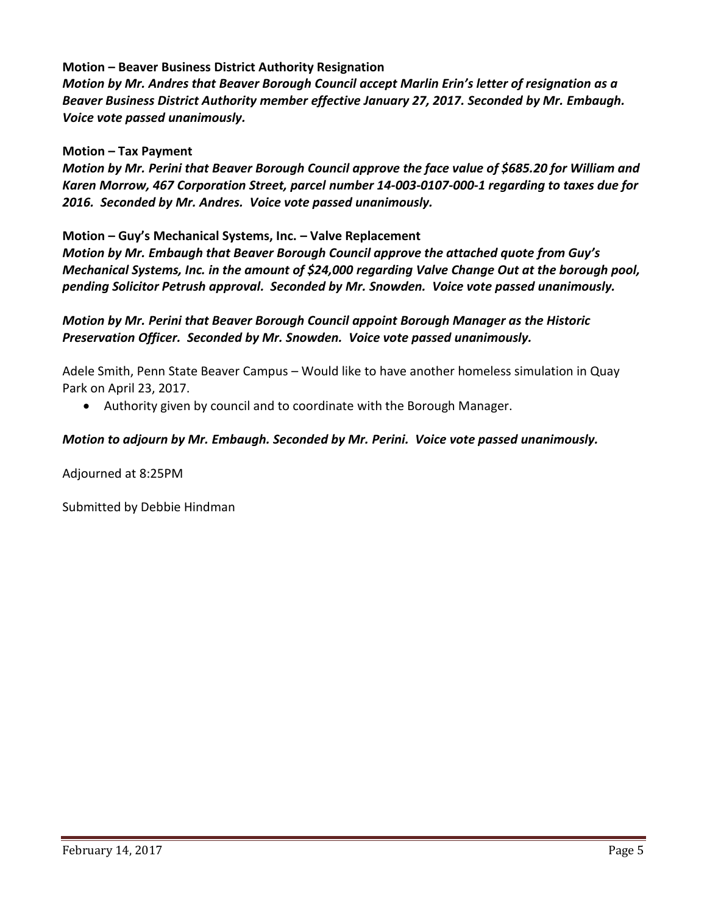**Motion – Beaver Business District Authority Resignation**

***Motion by Mr. Andres that Beaver Borough Council accept Marlin Erin's letter of resignation as a Beaver Business District Authority member effective January 27, 2017. Seconded by Mr. Embaugh. Voice vote passed unanimously.***

**Motion – Tax Payment**

***Motion by Mr. Perini that Beaver Borough Council approve the face value of $685.20 for William and Karen Morrow, 467 Corporation Street, parcel number 14-003-0107-000-1 regarding to taxes due for 2016. Seconded by Mr. Andres. Voice vote passed unanimously.***

**Motion – Guy's Mechanical Systems, Inc. – Valve Replacement**

***Motion by Mr. Embaugh that Beaver Borough Council approve the attached quote from Guy's Mechanical Systems, Inc. in the amount of $24,000 regarding Valve Change Out at the borough pool, pending Solicitor Petrush approval. Seconded by Mr. Snowden. Voice vote passed unanimously.***

***Motion by Mr. Perini that Beaver Borough Council appoint Borough Manager as the Historic Preservation Officer. Seconded by Mr. Snowden. Voice vote passed unanimously.***

Adele Smith, Penn State Beaver Campus – Would like to have another homeless simulation in Quay Park on April 23, 2017.

- Authority given by council and to coordinate with the Borough Manager.

***Motion to adjourn by Mr. Embaugh. Seconded by Mr. Perini. Voice vote passed unanimously.***

Adjourned at 8:25PM

Submitted by Debbie Hindman